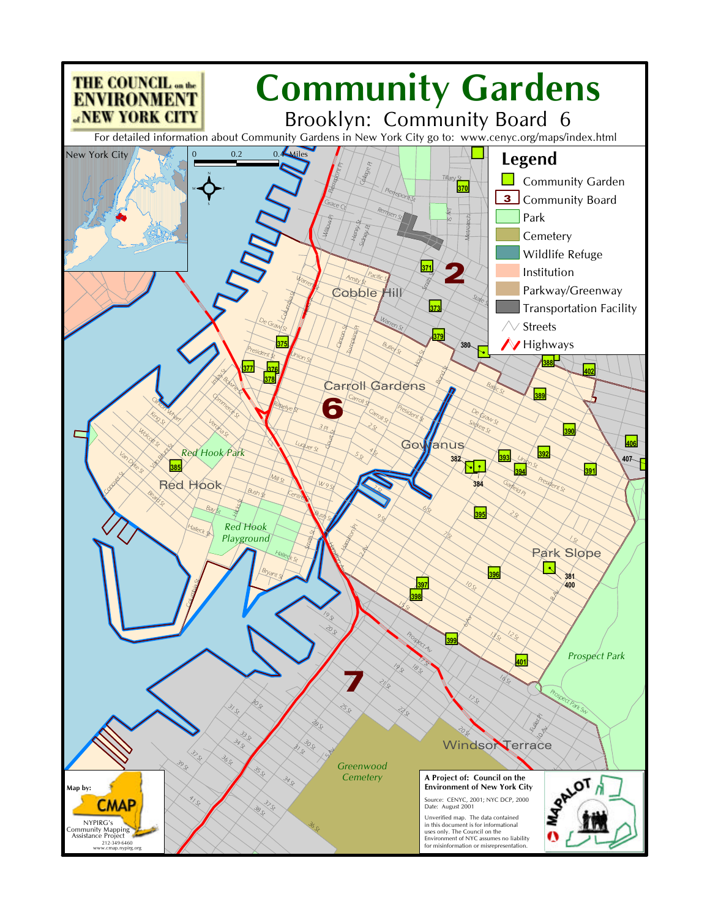# Community Gardens

## Brooklyn: Community Board 6

For detailed information about Community Gardens in New York City go to: www.cenyc.org/maps/index.html

THE COUNCIL on the ENVIRONMENT of NEW YORK CITY

**Legend**

- Community Garden
- Community Board
- Park
- Cemetery
- Wildlife Refuge
- Institution
- Parkway/Greenway
- Transportation Facility
- Streets
- Highways

Map by: CMAP — NYPIRG's Community Mapping Assistance Project, 212-349-6460, www.cmap.nypirg.org

**A Project of: Council on the Environment of New York City**

Source: CENYC, 2001; NYC DCP, 2000
Date: August 2001

Unverified map. The data contained in this document is for informational uses only. The Council on the Environment of NYC assumes no liability for misinformation or misrepresentation.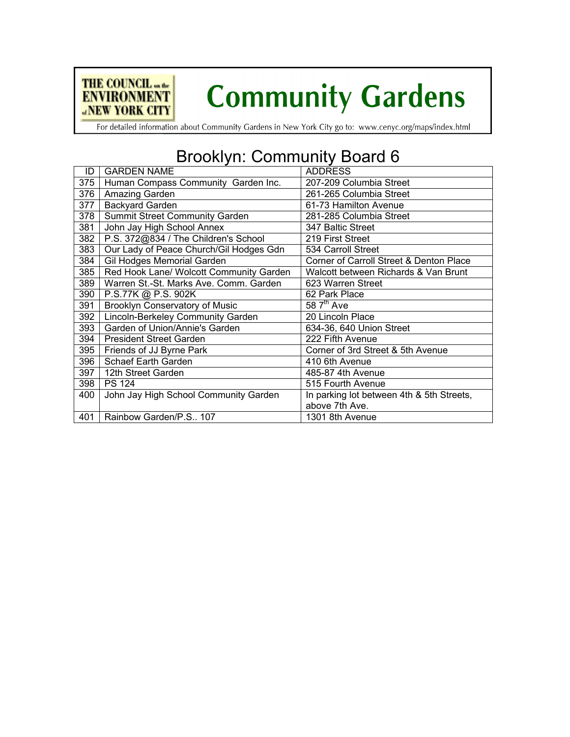THE COUNCIL on the ENVIRONMENT of NEW YORK CITY

# Community Gardens

For detailed information about Community Gardens in New York City go to: www.cenyc.org/maps/index.html

## Brooklyn: Community Board 6

| ID | GARDEN NAME | ADDRESS |
|---|---|---|
| 375 | Human Compass Community Garden Inc. | 207-209 Columbia Street |
| 376 | Amazing Garden | 261-265 Columbia Street |
| 377 | Backyard Garden | 61-73 Hamilton Avenue |
| 378 | Summit Street Community Garden | 281-285 Columbia Street |
| 381 | John Jay High School Annex | 347 Baltic Street |
| 382 | P.S. 372@834 / The Children's School | 219 First Street |
| 383 | Our Lady of Peace Church/Gil Hodges Gdn | 534 Carroll Street |
| 384 | Gil Hodges Memorial Garden | Corner of Carroll Street & Denton Place |
| 385 | Red Hook Lane/ Wolcott Community Garden | Walcott between Richards & Van Brunt |
| 389 | Warren St.-St. Marks Ave. Comm. Garden | 623 Warren Street |
| 390 | P.S.77K @ P.S. 902K | 62 Park Place |
| 391 | Brooklyn Conservatory of Music | 58 7th Ave |
| 392 | Lincoln-Berkeley Community Garden | 20 Lincoln Place |
| 393 | Garden of Union/Annie's Garden | 634-36, 640 Union Street |
| 394 | President Street Garden | 222 Fifth Avenue |
| 395 | Friends of JJ Byrne Park | Corner of 3rd Street & 5th Avenue |
| 396 | Schaef Earth Garden | 410 6th Avenue |
| 397 | 12th Street Garden | 485-87 4th Avenue |
| 398 | PS 124 | 515 Fourth Avenue |
| 400 | John Jay High School Community Garden | In parking lot between 4th & 5th Streets, above 7th Ave. |
| 401 | Rainbow Garden/P.S.. 107 | 1301 8th Avenue |